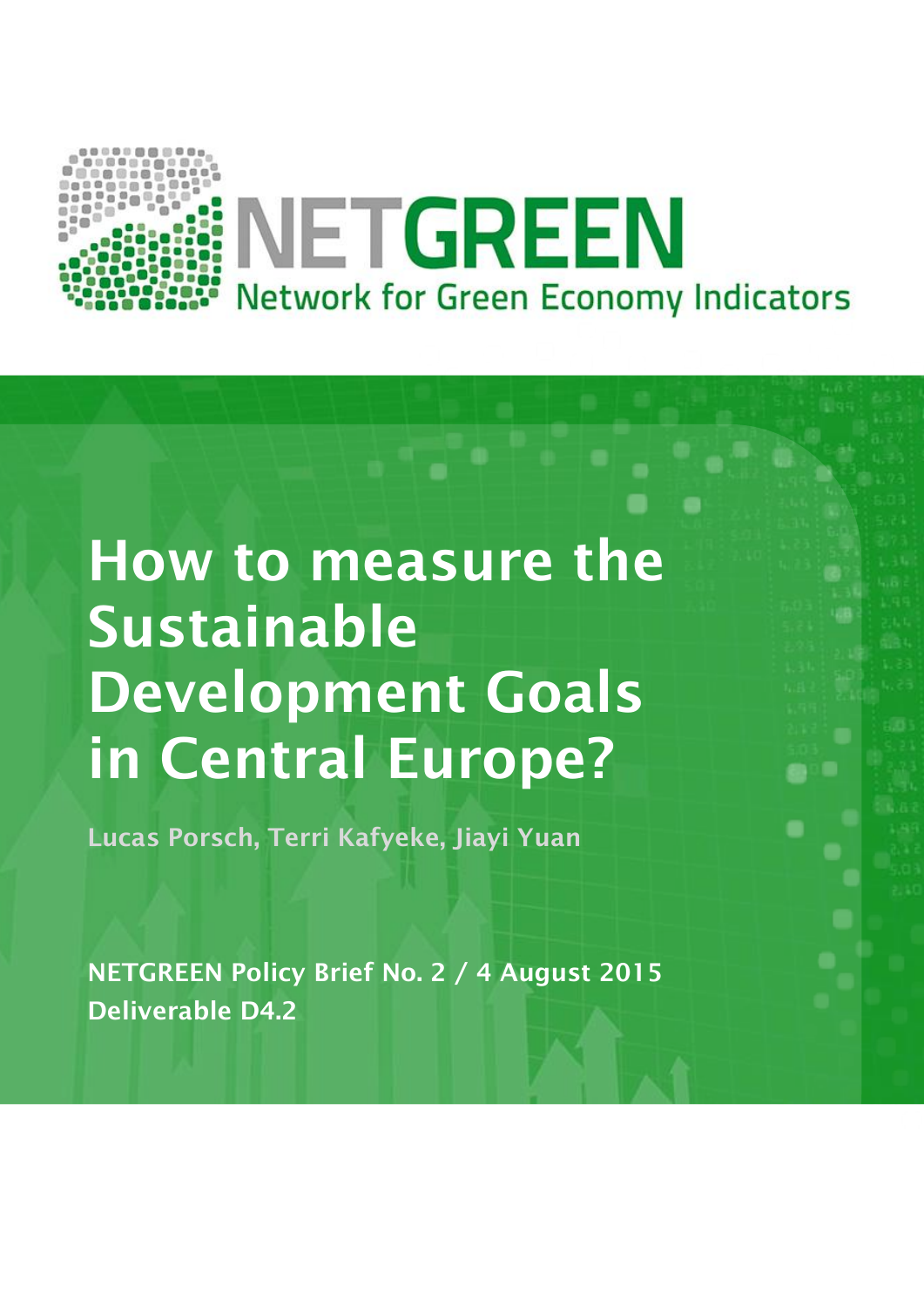NETGREEN

Network for Green Economy Indicators

# How to measure the Sustainable Development Goals in Central Europe?

**Lucas Porsch, Terri Kafyeke, Jiayi Yuan**

**NETGREEN Policy Brief No. 2 / 4 August 2015**
**Deliverable D4.2**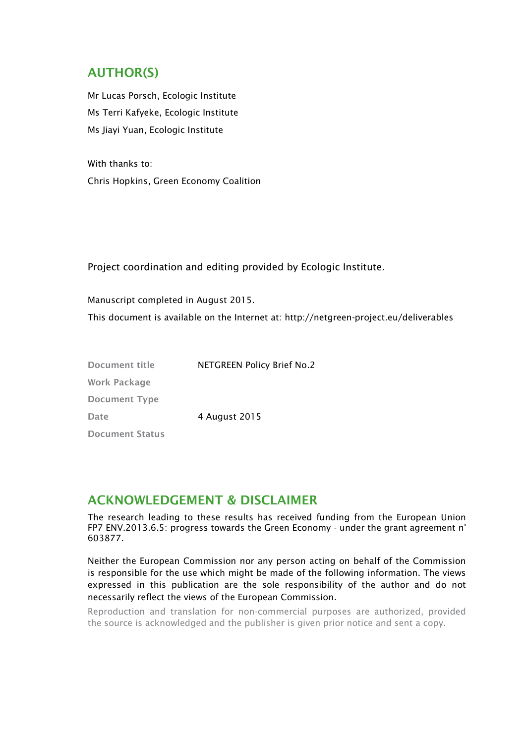## AUTHOR(S)

Mr Lucas Porsch, Ecologic Institute

Ms Terri Kafyeke, Ecologic Institute

Ms Jiayi Yuan, Ecologic Institute

With thanks to:

Chris Hopkins, Green Economy Coalition

Project coordination and editing provided by Ecologic Institute.

Manuscript completed in August 2015.

This document is available on the Internet at: http://netgreen-project.eu/deliverables

| | |
|---|---|
| **Document title** | NETGREEN Policy Brief No.2 |
| **Work Package** | |
| **Document Type** | |
| **Date** | 4 August 2015 |
| **Document Status** | |

## ACKNOWLEDGEMENT & DISCLAIMER

The research leading to these results has received funding from the European Union FP7 ENV.2013.6.5: progress towards the Green Economy - under the grant agreement n° 603877.

Neither the European Commission nor any person acting on behalf of the Commission is responsible for the use which might be made of the following information. The views expressed in this publication are the sole responsibility of the author and do not necessarily reflect the views of the European Commission.

Reproduction and translation for non-commercial purposes are authorized, provided the source is acknowledged and the publisher is given prior notice and sent a copy.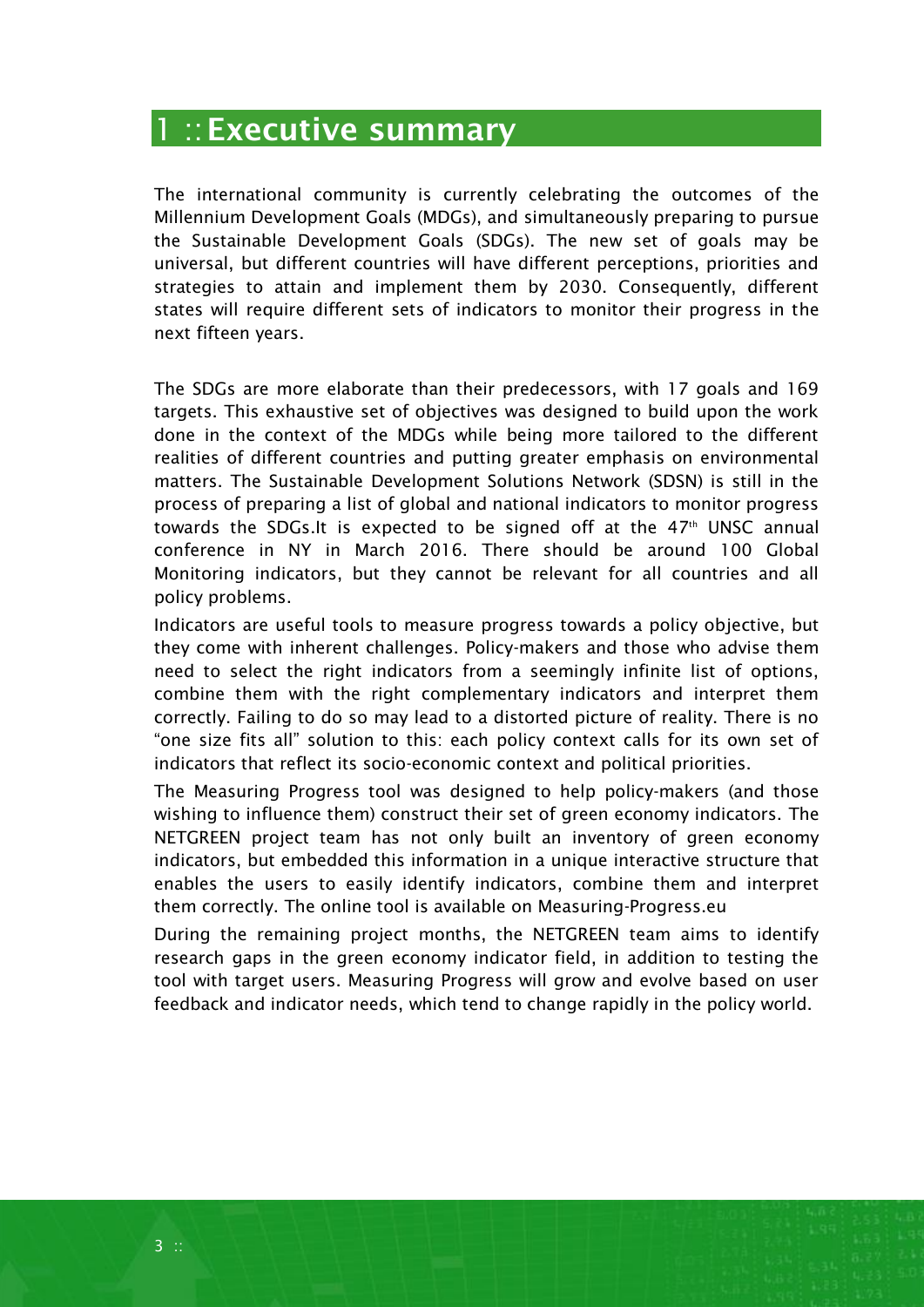# 1 :: Executive summary

The international community is currently celebrating the outcomes of the Millennium Development Goals (MDGs), and simultaneously preparing to pursue the Sustainable Development Goals (SDGs). The new set of goals may be universal, but different countries will have different perceptions, priorities and strategies to attain and implement them by 2030. Consequently, different states will require different sets of indicators to monitor their progress in the next fifteen years.

The SDGs are more elaborate than their predecessors, with 17 goals and 169 targets. This exhaustive set of objectives was designed to build upon the work done in the context of the MDGs while being more tailored to the different realities of different countries and putting greater emphasis on environmental matters. The Sustainable Development Solutions Network (SDSN) is still in the process of preparing a list of global and national indicators to monitor progress towards the SDGs.It is expected to be signed off at the 47th UNSC annual conference in NY in March 2016. There should be around 100 Global Monitoring indicators, but they cannot be relevant for all countries and all policy problems.

Indicators are useful tools to measure progress towards a policy objective, but they come with inherent challenges. Policy-makers and those who advise them need to select the right indicators from a seemingly infinite list of options, combine them with the right complementary indicators and interpret them correctly. Failing to do so may lead to a distorted picture of reality. There is no "one size fits all" solution to this: each policy context calls for its own set of indicators that reflect its socio-economic context and political priorities.

The Measuring Progress tool was designed to help policy-makers (and those wishing to influence them) construct their set of green economy indicators. The NETGREEN project team has not only built an inventory of green economy indicators, but embedded this information in a unique interactive structure that enables the users to easily identify indicators, combine them and interpret them correctly. The online tool is available on Measuring-Progress.eu

During the remaining project months, the NETGREEN team aims to identify research gaps in the green economy indicator field, in addition to testing the tool with target users. Measuring Progress will grow and evolve based on user feedback and indicator needs, which tend to change rapidly in the policy world.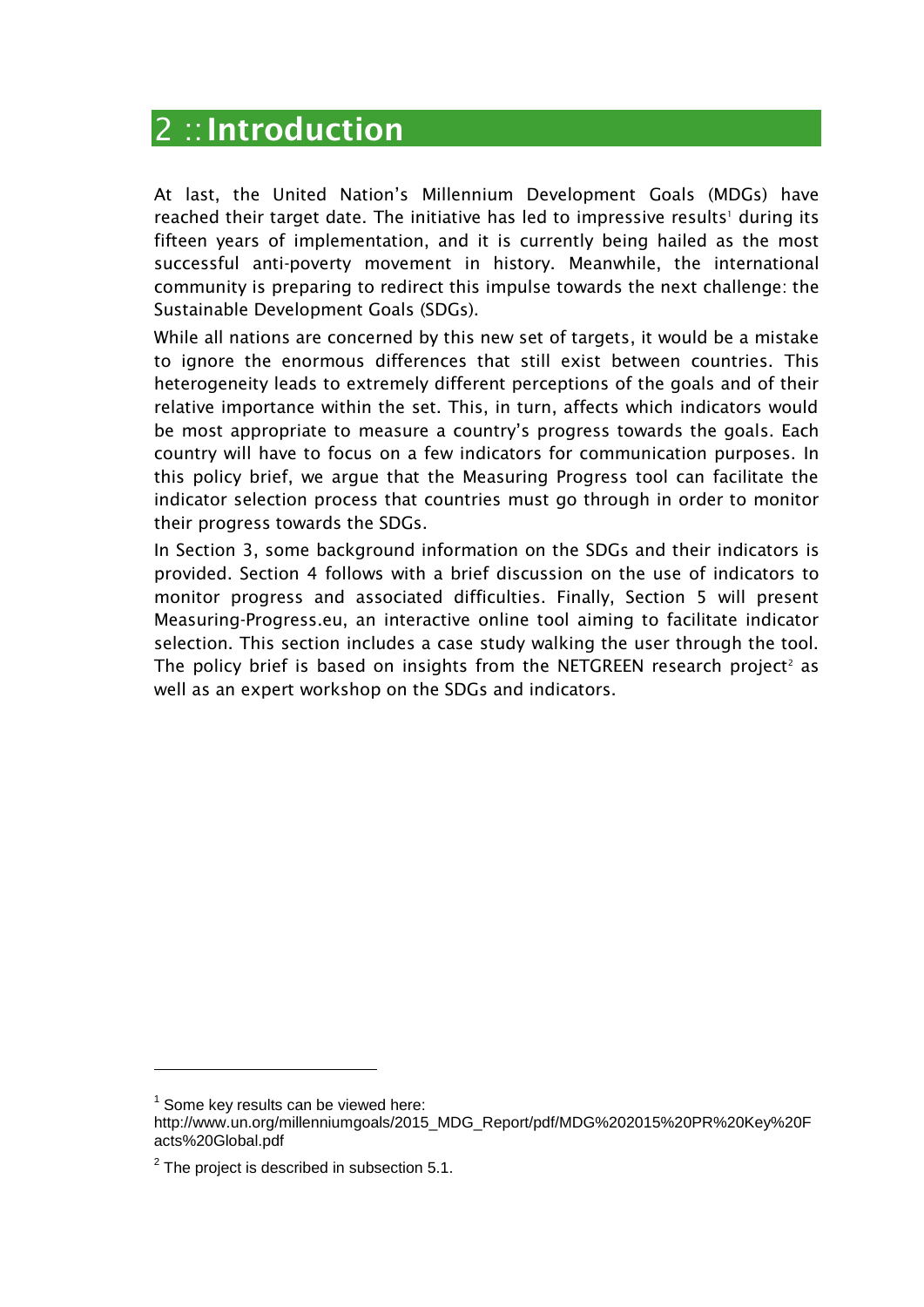# 2 :: Introduction

At last, the United Nation's Millennium Development Goals (MDGs) have reached their target date. The initiative has led to impressive results[1] during its fifteen years of implementation, and it is currently being hailed as the most successful anti-poverty movement in history. Meanwhile, the international community is preparing to redirect this impulse towards the next challenge: the Sustainable Development Goals (SDGs).

While all nations are concerned by this new set of targets, it would be a mistake to ignore the enormous differences that still exist between countries. This heterogeneity leads to extremely different perceptions of the goals and of their relative importance within the set. This, in turn, affects which indicators would be most appropriate to measure a country's progress towards the goals. Each country will have to focus on a few indicators for communication purposes. In this policy brief, we argue that the Measuring Progress tool can facilitate the indicator selection process that countries must go through in order to monitor their progress towards the SDGs.

In Section 3, some background information on the SDGs and their indicators is provided. Section 4 follows with a brief discussion on the use of indicators to monitor progress and associated difficulties. Finally, Section 5 will present Measuring-Progress.eu, an interactive online tool aiming to facilitate indicator selection. This section includes a case study walking the user through the tool. The policy brief is based on insights from the NETGREEN research project[2] as well as an expert workshop on the SDGs and indicators.

---

[1] Some key results can be viewed here: http://www.un.org/millenniumgoals/2015_MDG_Report/pdf/MDG%202015%20PR%20Key%20Facts%20Global.pdf

[2] The project is described in subsection 5.1.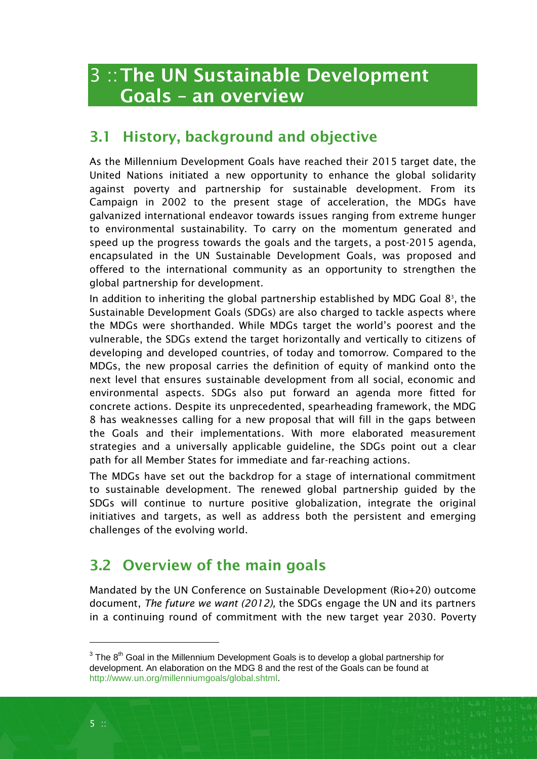# 3 :: The UN Sustainable Development Goals – an overview

## 3.1 History, background and objective

As the Millennium Development Goals have reached their 2015 target date, the United Nations initiated a new opportunity to enhance the global solidarity against poverty and partnership for sustainable development. From its Campaign in 2002 to the present stage of acceleration, the MDGs have galvanized international endeavor towards issues ranging from extreme hunger to environmental sustainability. To carry on the momentum generated and speed up the progress towards the goals and the targets, a post-2015 agenda, encapsulated in the UN Sustainable Development Goals, was proposed and offered to the international community as an opportunity to strengthen the global partnership for development.

In addition to inheriting the global partnership established by MDG Goal 8[3], the Sustainable Development Goals (SDGs) are also charged to tackle aspects where the MDGs were shorthanded. While MDGs target the world's poorest and the vulnerable, the SDGs extend the target horizontally and vertically to citizens of developing and developed countries, of today and tomorrow. Compared to the MDGs, the new proposal carries the definition of equity of mankind onto the next level that ensures sustainable development from all social, economic and environmental aspects. SDGs also put forward an agenda more fitted for concrete actions. Despite its unprecedented, spearheading framework, the MDG 8 has weaknesses calling for a new proposal that will fill in the gaps between the Goals and their implementations. With more elaborated measurement strategies and a universally applicable guideline, the SDGs point out a clear path for all Member States for immediate and far-reaching actions.

The MDGs have set out the backdrop for a stage of international commitment to sustainable development. The renewed global partnership guided by the SDGs will continue to nurture positive globalization, integrate the original initiatives and targets, as well as address both the persistent and emerging challenges of the evolving world.

## 3.2 Overview of the main goals

Mandated by the UN Conference on Sustainable Development (Rio+20) outcome document, *The future we want (2012),* the SDGs engage the UN and its partners in a continuing round of commitment with the new target year 2030. Poverty

---

[3] The 8th Goal in the Millennium Development Goals is to develop a global partnership for development. An elaboration on the MDG 8 and the rest of the Goals can be found at http://www.un.org/millenniumgoals/global.shtml.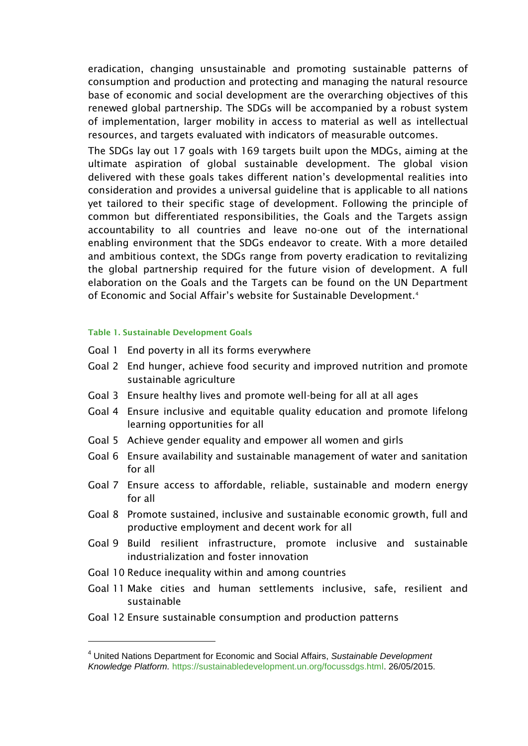eradication, changing unsustainable and promoting sustainable patterns of consumption and production and protecting and managing the natural resource base of economic and social development are the overarching objectives of this renewed global partnership. The SDGs will be accompanied by a robust system of implementation, larger mobility in access to material as well as intellectual resources, and targets evaluated with indicators of measurable outcomes.

The SDGs lay out 17 goals with 169 targets built upon the MDGs, aiming at the ultimate aspiration of global sustainable development. The global vision delivered with these goals takes different nation's developmental realities into consideration and provides a universal guideline that is applicable to all nations yet tailored to their specific stage of development. Following the principle of common but differentiated responsibilities, the Goals and the Targets assign accountability to all countries and leave no-one out of the international enabling environment that the SDGs endeavor to create. With a more detailed and ambitious context, the SDGs range from poverty eradication to revitalizing the global partnership required for the future vision of development. A full elaboration on the Goals and the Targets can be found on the UN Department of Economic and Social Affair's website for Sustainable Development.[4]

**Table 1. Sustainable Development Goals**

| | |
|---|---|
| Goal 1 | End poverty in all its forms everywhere |
| Goal 2 | End hunger, achieve food security and improved nutrition and promote sustainable agriculture |
| Goal 3 | Ensure healthy lives and promote well-being for all at all ages |
| Goal 4 | Ensure inclusive and equitable quality education and promote lifelong learning opportunities for all |
| Goal 5 | Achieve gender equality and empower all women and girls |
| Goal 6 | Ensure availability and sustainable management of water and sanitation for all |
| Goal 7 | Ensure access to affordable, reliable, sustainable and modern energy for all |
| Goal 8 | Promote sustained, inclusive and sustainable economic growth, full and productive employment and decent work for all |
| Goal 9 | Build resilient infrastructure, promote inclusive and sustainable industrialization and foster innovation |
| Goal 10 | Reduce inequality within and among countries |
| Goal 11 | Make cities and human settlements inclusive, safe, resilient and sustainable |
| Goal 12 | Ensure sustainable consumption and production patterns |

[4] United Nations Department for Economic and Social Affairs, *Sustainable Development Knowledge Platform.* https://sustainabledevelopment.un.org/focussdgs.html. 26/05/2015.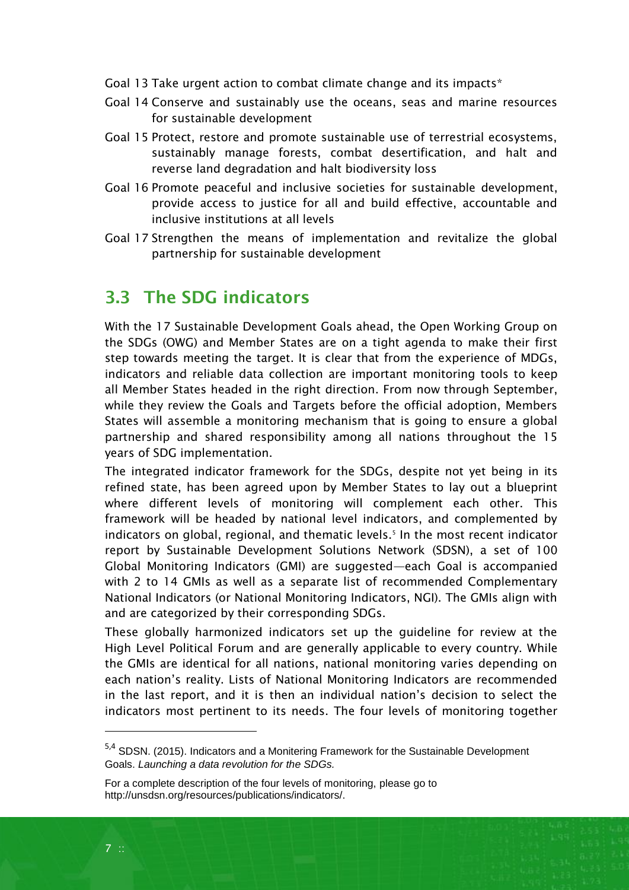Goal 13 Take urgent action to combat climate change and its impacts*

Goal 14 Conserve and sustainably use the oceans, seas and marine resources for sustainable development

Goal 15 Protect, restore and promote sustainable use of terrestrial ecosystems, sustainably manage forests, combat desertification, and halt and reverse land degradation and halt biodiversity loss

Goal 16 Promote peaceful and inclusive societies for sustainable development, provide access to justice for all and build effective, accountable and inclusive institutions at all levels

Goal 17 Strengthen the means of implementation and revitalize the global partnership for sustainable development

## 3.3 The SDG indicators

With the 17 Sustainable Development Goals ahead, the Open Working Group on the SDGs (OWG) and Member States are on a tight agenda to make their first step towards meeting the target. It is clear that from the experience of MDGs, indicators and reliable data collection are important monitoring tools to keep all Member States headed in the right direction. From now through September, while they review the Goals and Targets before the official adoption, Members States will assemble a monitoring mechanism that is going to ensure a global partnership and shared responsibility among all nations throughout the 15 years of SDG implementation.

The integrated indicator framework for the SDGs, despite not yet being in its refined state, has been agreed upon by Member States to lay out a blueprint where different levels of monitoring will complement each other. This framework will be headed by national level indicators, and complemented by indicators on global, regional, and thematic levels.[5] In the most recent indicator report by Sustainable Development Solutions Network (SDSN), a set of 100 Global Monitoring Indicators (GMI) are suggested—each Goal is accompanied with 2 to 14 GMIs as well as a separate list of recommended Complementary National Indicators (or National Monitoring Indicators, NGI). The GMIs align with and are categorized by their corresponding SDGs.

These globally harmonized indicators set up the guideline for review at the High Level Political Forum and are generally applicable to every country. While the GMIs are identical for all nations, national monitoring varies depending on each nation's reality. Lists of National Monitoring Indicators are recommended in the last report, and it is then an individual nation's decision to select the indicators most pertinent to its needs. The four levels of monitoring together

---

[5,4] SDSN. (2015). Indicators and a Monitering Framework for the Sustainable Development Goals. *Launching a data revolution for the SDGs.*

For a complete description of the four levels of monitoring, please go to http://unsdsn.org/resources/publications/indicators/.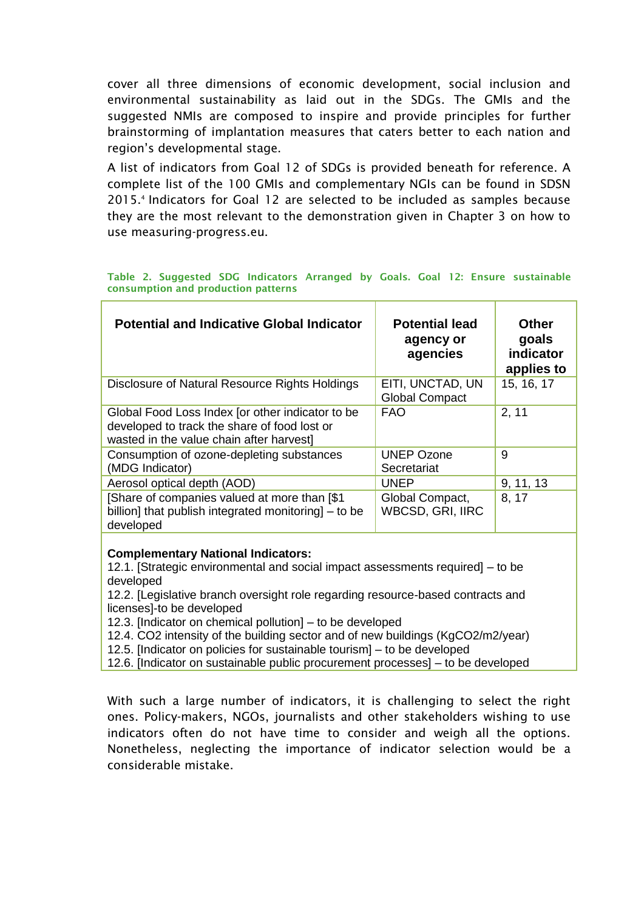cover all three dimensions of economic development, social inclusion and environmental sustainability as laid out in the SDGs. The GMIs and the suggested NMIs are composed to inspire and provide principles for further brainstorming of implantation measures that caters better to each nation and region's developmental stage.

A list of indicators from Goal 12 of SDGs is provided beneath for reference. A complete list of the 100 GMIs and complementary NGIs can be found in SDSN 2015.[4] Indicators for Goal 12 are selected to be included as samples because they are the most relevant to the demonstration given in Chapter 3 on how to use measuring-progress.eu.

**Table 2. Suggested SDG Indicators Arranged by Goals. Goal 12: Ensure sustainable consumption and production patterns**

| Potential and Indicative Global Indicator | Potential lead agency or agencies | Other goals indicator applies to |
|---|---|---|
| Disclosure of Natural Resource Rights Holdings | EITI, UNCTAD, UN Global Compact | 15, 16, 17 |
| Global Food Loss Index [or other indicator to be developed to track the share of food lost or wasted in the value chain after harvest] | FAO | 2, 11 |
| Consumption of ozone-depleting substances (MDG Indicator) | UNEP Ozone Secretariat | 9 |
| Aerosol optical depth (AOD) | UNEP | 9, 11, 13 |
| [Share of companies valued at more than [$1 billion] that publish integrated monitoring] – to be developed | Global Compact, WBCSD, GRI, IIRC | 8, 17 |

**Complementary National Indicators:**
12.1. [Strategic environmental and social impact assessments required] – to be developed
12.2. [Legislative branch oversight role regarding resource-based contracts and licenses]-to be developed
12.3. [Indicator on chemical pollution] – to be developed
12.4. $CO_2$ intensity of the building sector and of new buildings (Kg$CO_2$/m2/year)
12.5. [Indicator on policies for sustainable tourism] – to be developed
12.6. [Indicator on sustainable public procurement processes] – to be developed

With such a large number of indicators, it is challenging to select the right ones. Policy-makers, NGOs, journalists and other stakeholders wishing to use indicators often do not have time to consider and weigh all the options. Nonetheless, neglecting the importance of indicator selection would be a considerable mistake.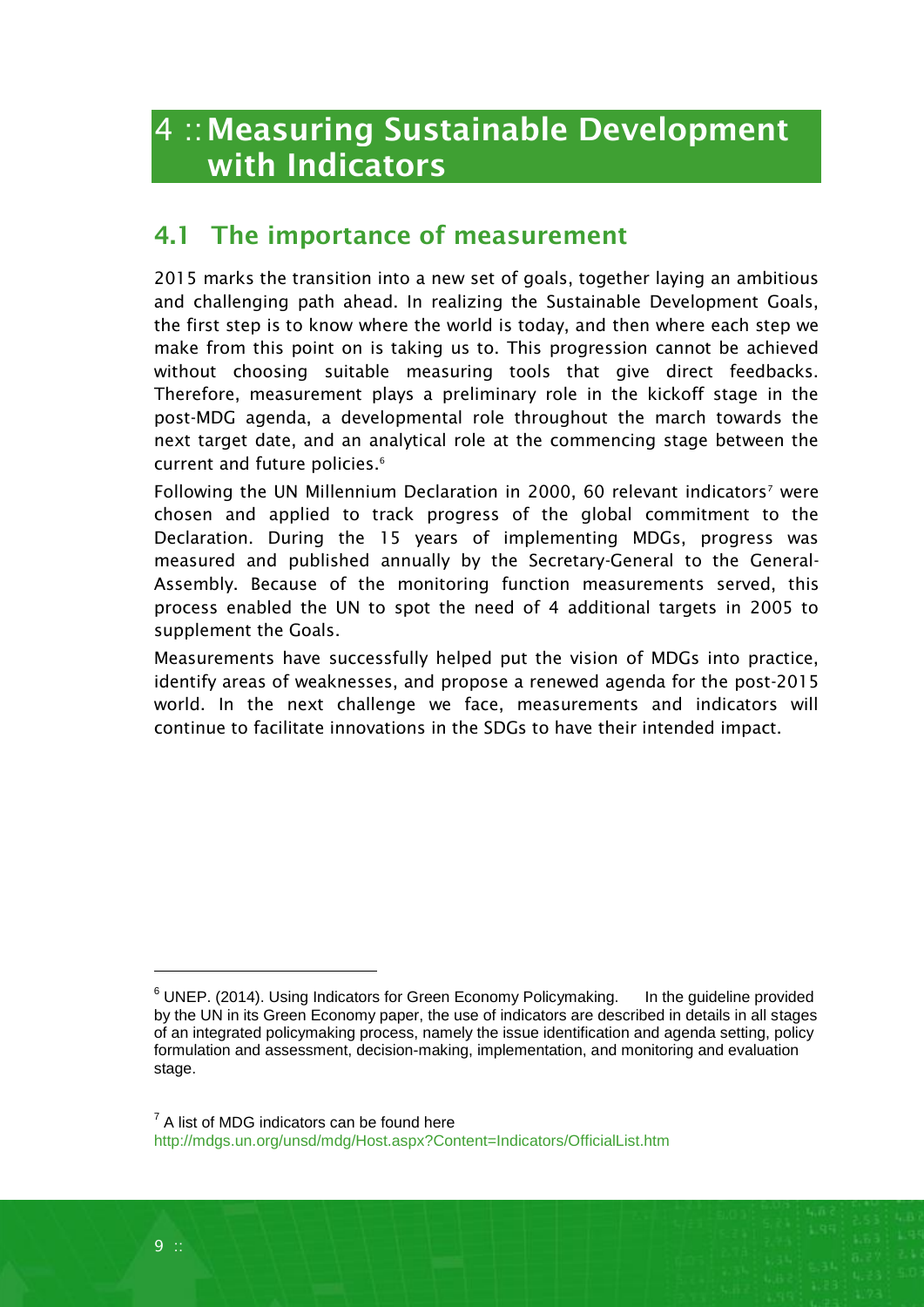# 4 :: Measuring Sustainable Development with Indicators

## 4.1 The importance of measurement

2015 marks the transition into a new set of goals, together laying an ambitious and challenging path ahead. In realizing the Sustainable Development Goals, the first step is to know where the world is today, and then where each step we make from this point on is taking us to. This progression cannot be achieved without choosing suitable measuring tools that give direct feedbacks. Therefore, measurement plays a preliminary role in the kickoff stage in the post-MDG agenda, a developmental role throughout the march towards the next target date, and an analytical role at the commencing stage between the current and future policies.[6]

Following the UN Millennium Declaration in 2000, 60 relevant indicators[7] were chosen and applied to track progress of the global commitment to the Declaration. During the 15 years of implementing MDGs, progress was measured and published annually by the Secretary-General to the General-Assembly. Because of the monitoring function measurements served, this process enabled the UN to spot the need of 4 additional targets in 2005 to supplement the Goals.

Measurements have successfully helped put the vision of MDGs into practice, identify areas of weaknesses, and propose a renewed agenda for the post-2015 world. In the next challenge we face, measurements and indicators will continue to facilitate innovations in the SDGs to have their intended impact.

---

[6] UNEP. (2014). Using Indicators for Green Economy Policymaking. In the guideline provided by the UN in its Green Economy paper, the use of indicators are described in details in all stages of an integrated policymaking process, namely the issue identification and agenda setting, policy formulation and assessment, decision-making, implementation, and monitoring and evaluation stage.

[7] A list of MDG indicators can be found here http://mdgs.un.org/unsd/mdg/Host.aspx?Content=Indicators/OfficialList.htm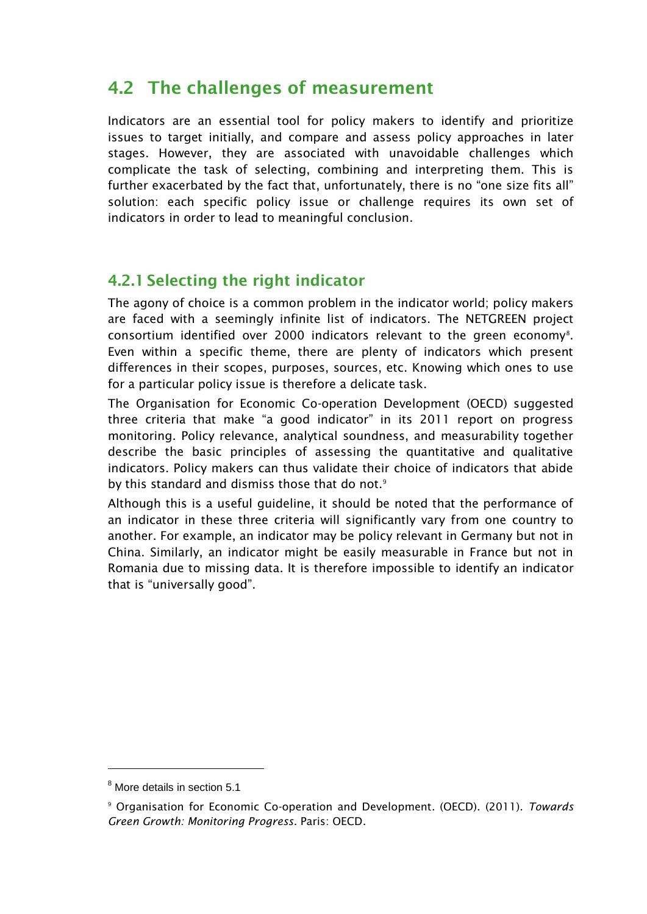## 4.2 The challenges of measurement

Indicators are an essential tool for policy makers to identify and prioritize issues to target initially, and compare and assess policy approaches in later stages. However, they are associated with unavoidable challenges which complicate the task of selecting, combining and interpreting them. This is further exacerbated by the fact that, unfortunately, there is no "one size fits all" solution: each specific policy issue or challenge requires its own set of indicators in order to lead to meaningful conclusion.

### 4.2.1 Selecting the right indicator

The agony of choice is a common problem in the indicator world; policy makers are faced with a seemingly infinite list of indicators. The NETGREEN project consortium identified over 2000 indicators relevant to the green economy[8]. Even within a specific theme, there are plenty of indicators which present differences in their scopes, purposes, sources, etc. Knowing which ones to use for a particular policy issue is therefore a delicate task.

The Organisation for Economic Co-operation Development (OECD) suggested three criteria that make "a good indicator" in its 2011 report on progress monitoring. Policy relevance, analytical soundness, and measurability together describe the basic principles of assessing the quantitative and qualitative indicators. Policy makers can thus validate their choice of indicators that abide by this standard and dismiss those that do not.[9]

Although this is a useful guideline, it should be noted that the performance of an indicator in these three criteria will significantly vary from one country to another. For example, an indicator may be policy relevant in Germany but not in China. Similarly, an indicator might be easily measurable in France but not in Romania due to missing data. It is therefore impossible to identify an indicator that is "universally good".

---

[8] More details in section 5.1

[9] Organisation for Economic Co-operation and Development. (OECD). (2011). *Towards Green Growth: Monitoring Progress*. Paris: OECD.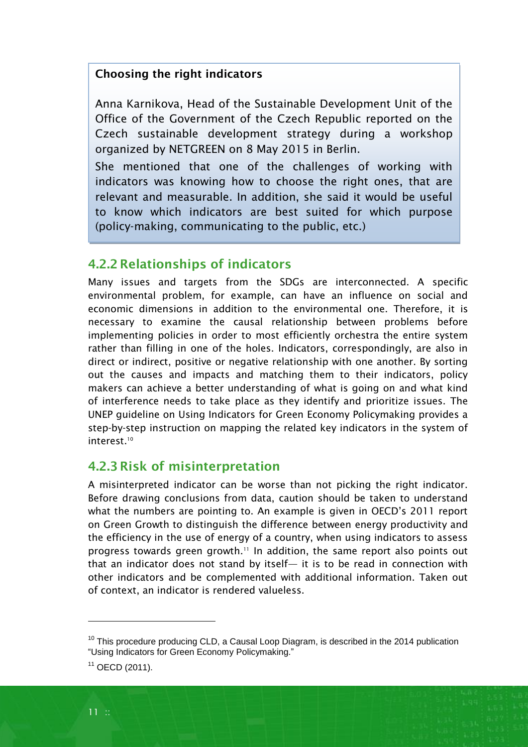**Choosing the right indicators**

Anna Karnikova, Head of the Sustainable Development Unit of the Office of the Government of the Czech Republic reported on the Czech sustainable development strategy during a workshop organized by NETGREEN on 8 May 2015 in Berlin.

She mentioned that one of the challenges of working with indicators was knowing how to choose the right ones, that are relevant and measurable. In addition, she said it would be useful to know which indicators are best suited for which purpose (policy-making, communicating to the public, etc.)

### 4.2.2 Relationships of indicators

Many issues and targets from the SDGs are interconnected. A specific environmental problem, for example, can have an influence on social and economic dimensions in addition to the environmental one. Therefore, it is necessary to examine the causal relationship between problems before implementing policies in order to most efficiently orchestra the entire system rather than filling in one of the holes. Indicators, correspondingly, are also in direct or indirect, positive or negative relationship with one another. By sorting out the causes and impacts and matching them to their indicators, policy makers can achieve a better understanding of what is going on and what kind of interference needs to take place as they identify and prioritize issues. The UNEP guideline on Using Indicators for Green Economy Policymaking provides a step-by-step instruction on mapping the related key indicators in the system of interest.[10]

### 4.2.3 Risk of misinterpretation

A misinterpreted indicator can be worse than not picking the right indicator. Before drawing conclusions from data, caution should be taken to understand what the numbers are pointing to. An example is given in OECD's 2011 report on Green Growth to distinguish the difference between energy productivity and the efficiency in the use of energy of a country, when using indicators to assess progress towards green growth.[11] In addition, the same report also points out that an indicator does not stand by itself— it is to be read in connection with other indicators and be complemented with additional information. Taken out of context, an indicator is rendered valueless.

---

[10] This procedure producing CLD, a Causal Loop Diagram, is described in the 2014 publication "Using Indicators for Green Economy Policymaking."

[11] OECD (2011).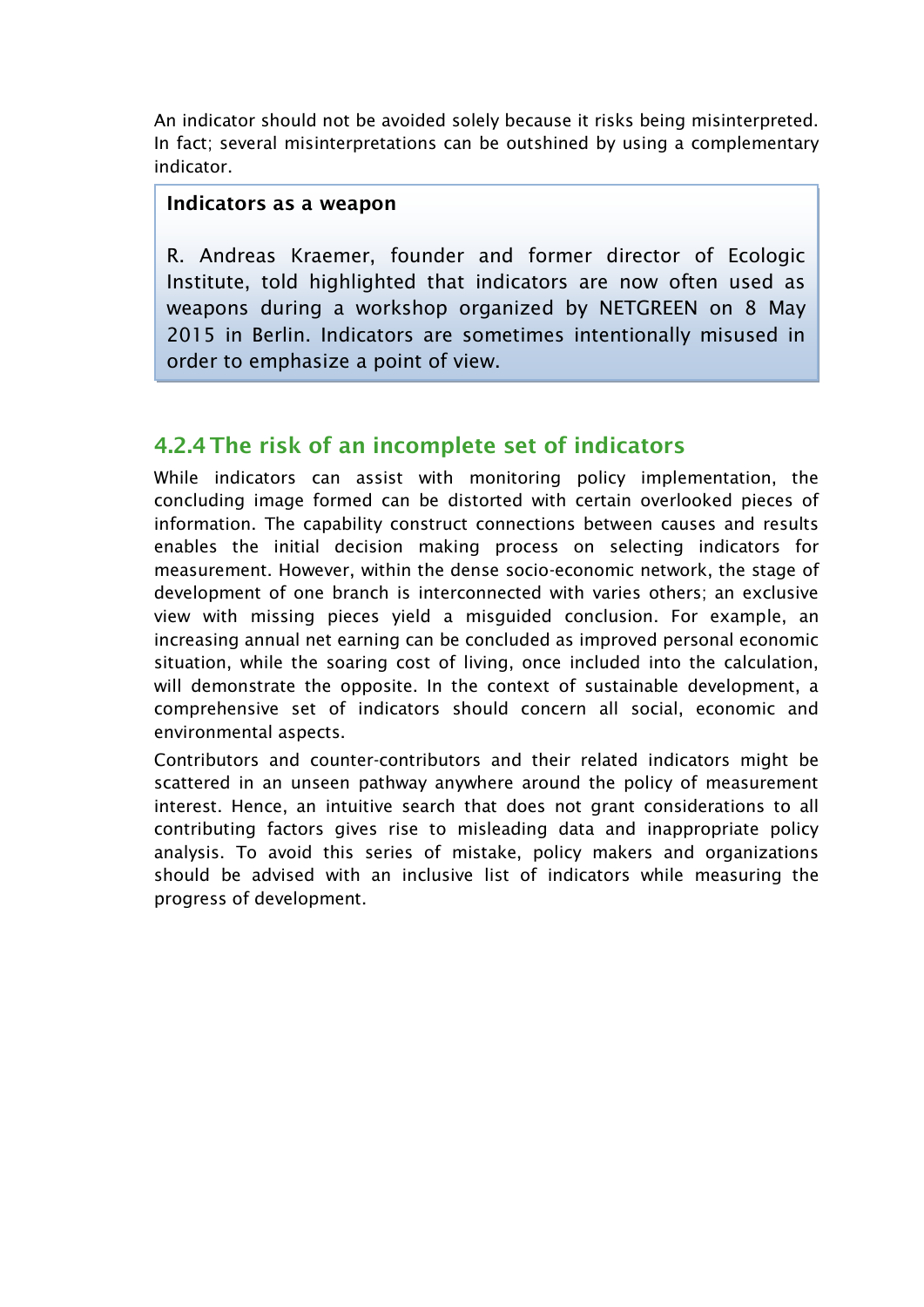An indicator should not be avoided solely because it risks being misinterpreted. In fact; several misinterpretations can be outshined by using a complementary indicator.

> **Indicators as a weapon**
>
> R. Andreas Kraemer, founder and former director of Ecologic Institute, told highlighted that indicators are now often used as weapons during a workshop organized by NETGREEN on 8 May 2015 in Berlin. Indicators are sometimes intentionally misused in order to emphasize a point of view.

### 4.2.4 The risk of an incomplete set of indicators

While indicators can assist with monitoring policy implementation, the concluding image formed can be distorted with certain overlooked pieces of information. The capability construct connections between causes and results enables the initial decision making process on selecting indicators for measurement. However, within the dense socio-economic network, the stage of development of one branch is interconnected with varies others; an exclusive view with missing pieces yield a misguided conclusion. For example, an increasing annual net earning can be concluded as improved personal economic situation, while the soaring cost of living, once included into the calculation, will demonstrate the opposite. In the context of sustainable development, a comprehensive set of indicators should concern all social, economic and environmental aspects.

Contributors and counter-contributors and their related indicators might be scattered in an unseen pathway anywhere around the policy of measurement interest. Hence, an intuitive search that does not grant considerations to all contributing factors gives rise to misleading data and inappropriate policy analysis. To avoid this series of mistake, policy makers and organizations should be advised with an inclusive list of indicators while measuring the progress of development.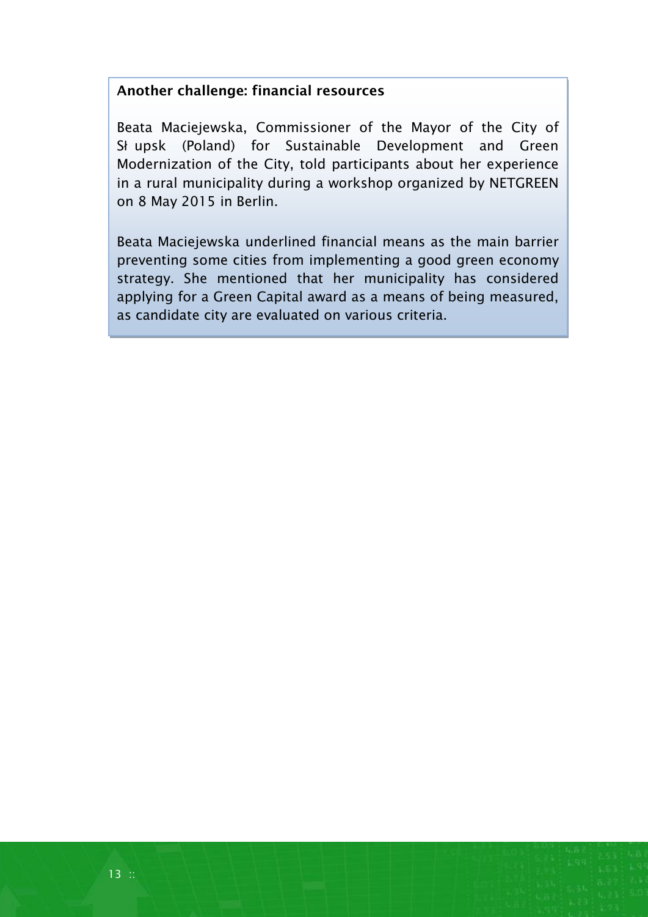**Another challenge: financial resources**

Beata Maciejewska, Commissioner of the Mayor of the City of Sł upsk (Poland) for Sustainable Development and Green Modernization of the City, told participants about her experience in a rural municipality during a workshop organized by NETGREEN on 8 May 2015 in Berlin.

Beata Maciejewska underlined financial means as the main barrier preventing some cities from implementing a good green economy strategy. She mentioned that her municipality has considered applying for a Green Capital award as a means of being measured, as candidate city are evaluated on various criteria.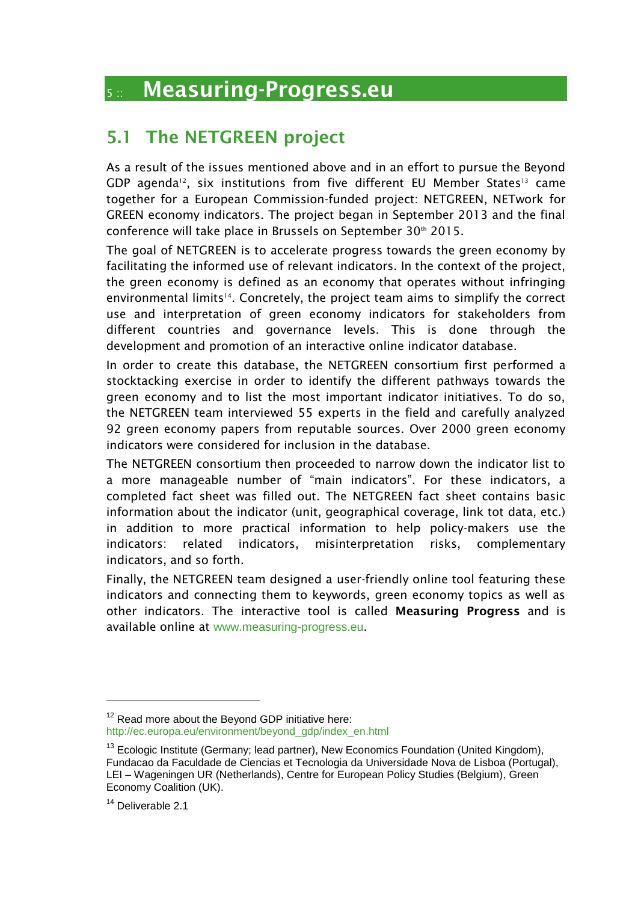# 5 :: Measuring-Progress.eu

## 5.1 The NETGREEN project

As a result of the issues mentioned above and in an effort to pursue the Beyond GDP agenda[12], six institutions from five different EU Member States[13] came together for a European Commission-funded project: NETGREEN, NETwork for GREEN economy indicators. The project began in September 2013 and the final conference will take place in Brussels on September 30th 2015.

The goal of NETGREEN is to accelerate progress towards the green economy by facilitating the informed use of relevant indicators. In the context of the project, the green economy is defined as an economy that operates without infringing environmental limits[14]. Concretely, the project team aims to simplify the correct use and interpretation of green economy indicators for stakeholders from different countries and governance levels. This is done through the development and promotion of an interactive online indicator database.

In order to create this database, the NETGREEN consortium first performed a stocktacking exercise in order to identify the different pathways towards the green economy and to list the most important indicator initiatives. To do so, the NETGREEN team interviewed 55 experts in the field and carefully analyzed 92 green economy papers from reputable sources. Over 2000 green economy indicators were considered for inclusion in the database.

The NETGREEN consortium then proceeded to narrow down the indicator list to a more manageable number of "main indicators". For these indicators, a completed fact sheet was filled out. The NETGREEN fact sheet contains basic information about the indicator (unit, geographical coverage, link tot data, etc.) in addition to more practical information to help policy-makers use the indicators: related indicators, misinterpretation risks, complementary indicators, and so forth.

Finally, the NETGREEN team designed a user-friendly online tool featuring these indicators and connecting them to keywords, green economy topics as well as other indicators. The interactive tool is called **Measuring Progress** and is available online at www.measuring-progress.eu.

---

[12] Read more about the Beyond GDP initiative here: http://ec.europa.eu/environment/beyond_gdp/index_en.html

[13] Ecologic Institute (Germany; lead partner), New Economics Foundation (United Kingdom), Fundacao da Faculdade de Ciencias et Tecnologia da Universidade Nova de Lisboa (Portugal), LEI – Wageningen UR (Netherlands), Centre for European Policy Studies (Belgium), Green Economy Coalition (UK).

[14] Deliverable 2.1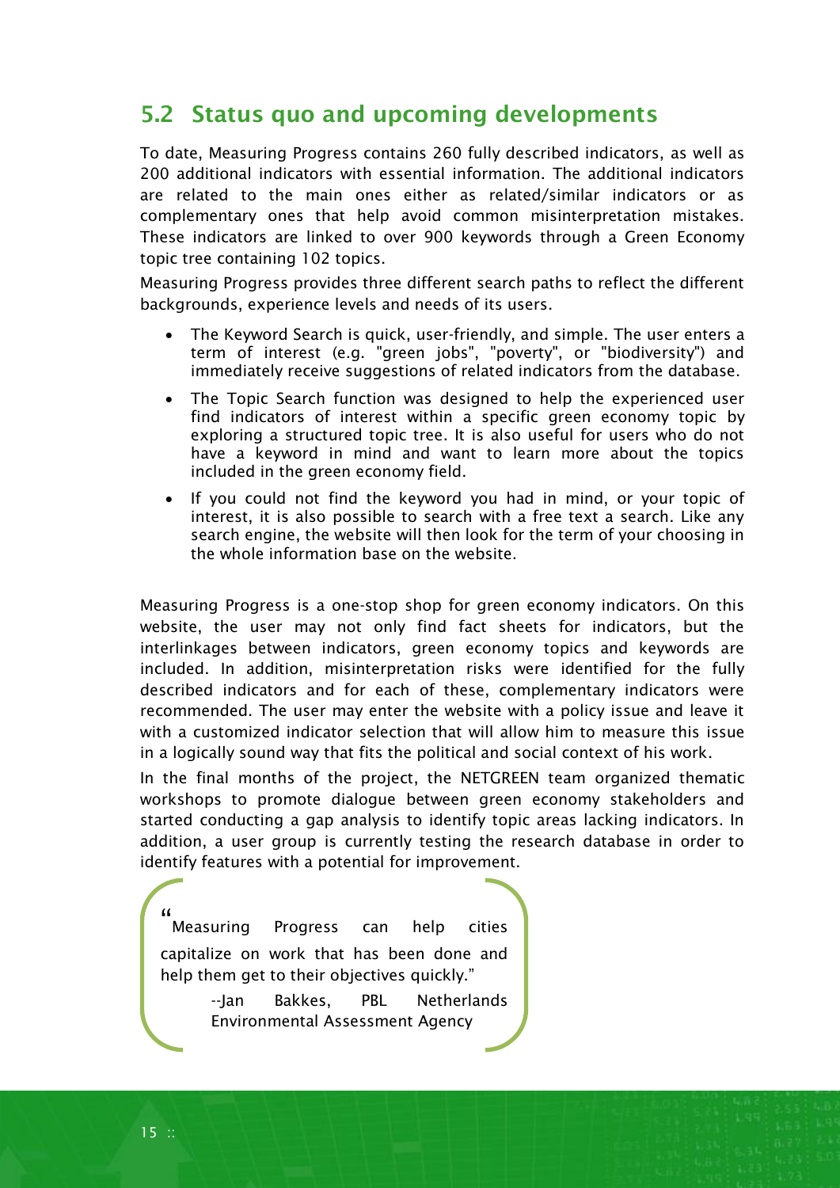## 5.2 Status quo and upcoming developments

To date, Measuring Progress contains 260 fully described indicators, as well as 200 additional indicators with essential information. The additional indicators are related to the main ones either as related/similar indicators or as complementary ones that help avoid common misinterpretation mistakes. These indicators are linked to over 900 keywords through a Green Economy topic tree containing 102 topics.

Measuring Progress provides three different search paths to reflect the different backgrounds, experience levels and needs of its users.

- The Keyword Search is quick, user-friendly, and simple. The user enters a term of interest (e.g. "green jobs", "poverty", or "biodiversity") and immediately receive suggestions of related indicators from the database.
- The Topic Search function was designed to help the experienced user find indicators of interest within a specific green economy topic by exploring a structured topic tree. It is also useful for users who do not have a keyword in mind and want to learn more about the topics included in the green economy field.
- If you could not find the keyword you had in mind, or your topic of interest, it is also possible to search with a free text a search. Like any search engine, the website will then look for the term of your choosing in the whole information base on the website.

Measuring Progress is a one-stop shop for green economy indicators. On this website, the user may not only find fact sheets for indicators, but the interlinkages between indicators, green economy topics and keywords are included. In addition, misinterpretation risks were identified for the fully described indicators and for each of these, complementary indicators were recommended. The user may enter the website with a policy issue and leave it with a customized indicator selection that will allow him to measure this issue in a logically sound way that fits the political and social context of his work.

In the final months of the project, the NETGREEN team organized thematic workshops to promote dialogue between green economy stakeholders and started conducting a gap analysis to identify topic areas lacking indicators. In addition, a user group is currently testing the research database in order to identify features with a potential for improvement.

> "Measuring Progress can help cities capitalize on work that has been done and help them get to their objectives quickly."
>
> --Jan Bakkes, PBL Netherlands Environmental Assessment Agency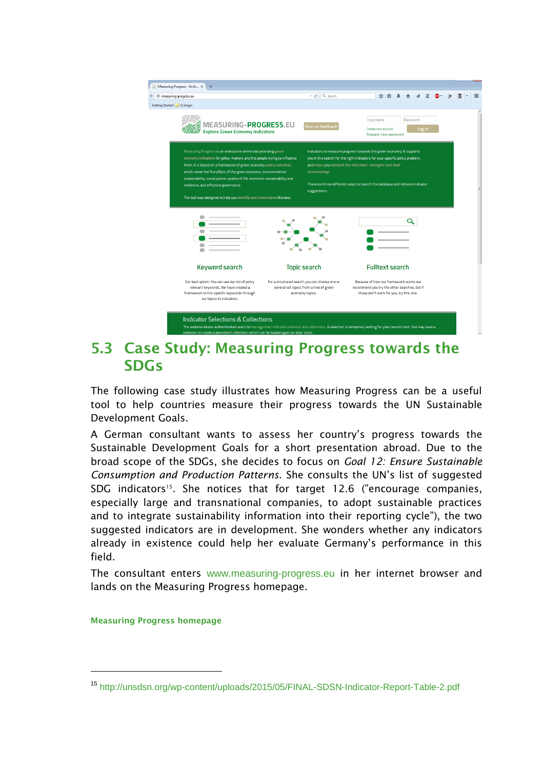## 5.3 Case Study: Measuring Progress towards the SDGs

The following case study illustrates how Measuring Progress can be a useful tool to help countries measure their progress towards the UN Sustainable Development Goals.

A German consultant wants to assess her country's progress towards the Sustainable Development Goals for a short presentation abroad. Due to the broad scope of the SDGs, she decides to focus on *Goal 12: Ensure Sustainable Consumption and Production Patterns*. She consults the UN's list of suggested SDG indicators[15]. She notices that for target 12.6 ("encourage companies, especially large and transnational companies, to adopt sustainable practices and to integrate sustainability information into their reporting cycle"), the two suggested indicators are in development. She wonders whether any indicators already in existence could help her evaluate Germany's performance in this field.

The consultant enters www.measuring-progress.eu in her internet browser and lands on the Measuring Progress homepage.

**Measuring Progress homepage**

[15] http://unsdsn.org/wp-content/uploads/2015/05/FINAL-SDSN-Indicator-Report-Table-2.pdf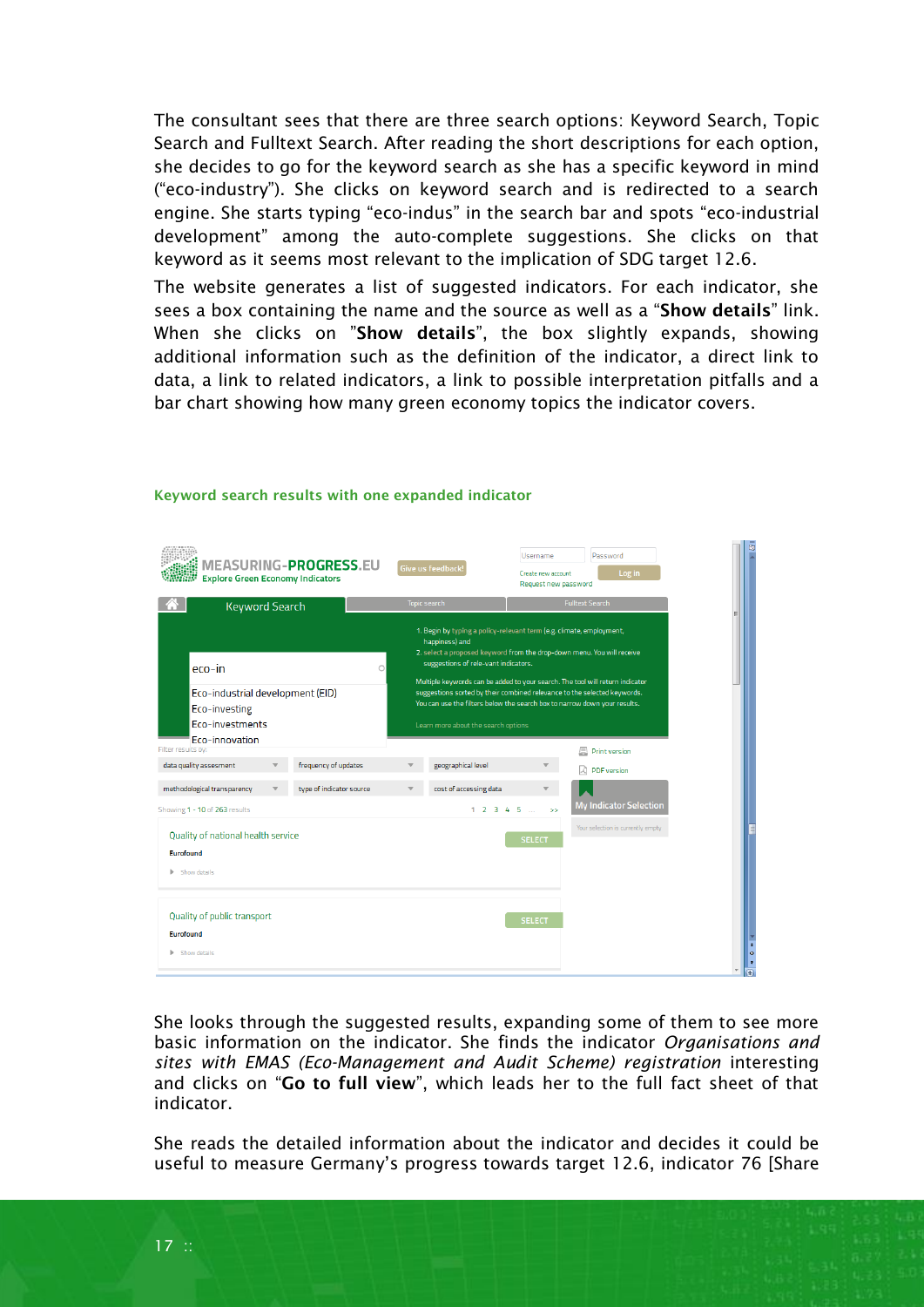The consultant sees that there are three search options: Keyword Search, Topic Search and Fulltext Search. After reading the short descriptions for each option, she decides to go for the keyword search as she has a specific keyword in mind ("eco-industry"). She clicks on keyword search and is redirected to a search engine. She starts typing "eco-indus" in the search bar and spots "eco-industrial development" among the auto-complete suggestions. She clicks on that keyword as it seems most relevant to the implication of SDG target 12.6.

The website generates a list of suggested indicators. For each indicator, she sees a box containing the name and the source as well as a "**Show details**" link. When she clicks on "**Show details**", the box slightly expands, showing additional information such as the definition of the indicator, a direct link to data, a link to related indicators, a link to possible interpretation pitfalls and a bar chart showing how many green economy topics the indicator covers.

**Keyword search results with one expanded indicator**

She looks through the suggested results, expanding some of them to see more basic information on the indicator. She finds the indicator *Organisations and sites with EMAS (Eco-Management and Audit Scheme) registration* interesting and clicks on "**Go to full view**", which leads her to the full fact sheet of that indicator.

She reads the detailed information about the indicator and decides it could be useful to measure Germany's progress towards target 12.6, indicator 76 [Share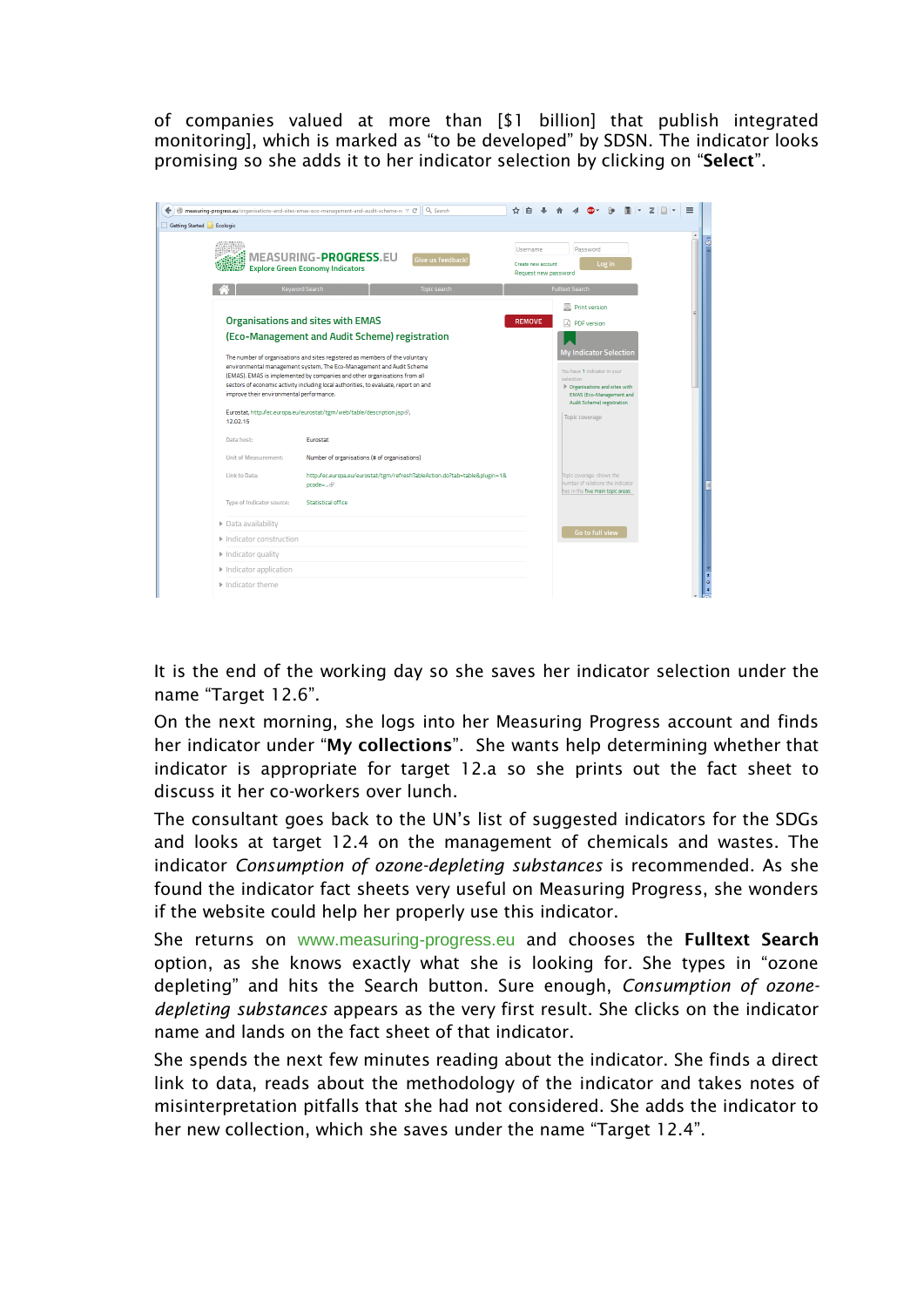of companies valued at more than [$1 billion] that publish integrated monitoring], which is marked as "to be developed" by SDSN. The indicator looks promising so she adds it to her indicator selection by clicking on "**Select**".

It is the end of the working day so she saves her indicator selection under the name "Target 12.6".

On the next morning, she logs into her Measuring Progress account and finds her indicator under "**My collections**". She wants help determining whether that indicator is appropriate for target 12.a so she prints out the fact sheet to discuss it her co-workers over lunch.

The consultant goes back to the UN's list of suggested indicators for the SDGs and looks at target 12.4 on the management of chemicals and wastes. The indicator *Consumption of ozone-depleting substances* is recommended. As she found the indicator fact sheets very useful on Measuring Progress, she wonders if the website could help her properly use this indicator.

She returns on www.measuring-progress.eu and chooses the **Fulltext Search** option, as she knows exactly what she is looking for. She types in "ozone depleting" and hits the Search button. Sure enough, *Consumption of ozone-depleting substances* appears as the very first result. She clicks on the indicator name and lands on the fact sheet of that indicator.

She spends the next few minutes reading about the indicator. She finds a direct link to data, reads about the methodology of the indicator and takes notes of misinterpretation pitfalls that she had not considered. She adds the indicator to her new collection, which she saves under the name "Target 12.4".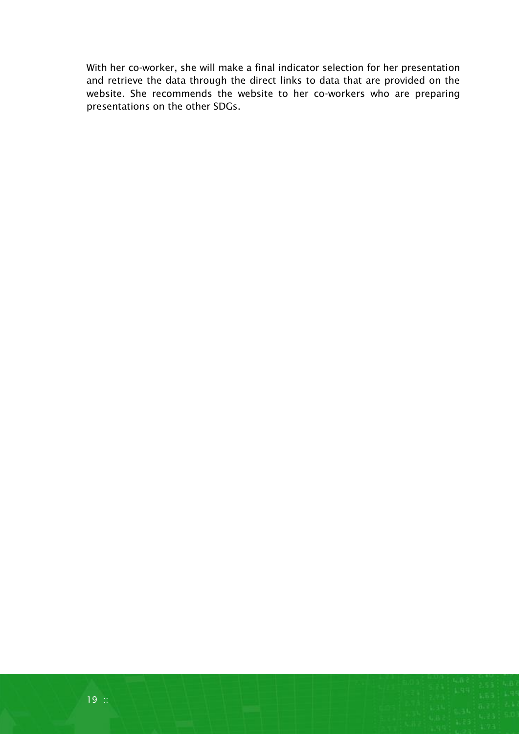With her co-worker, she will make a final indicator selection for her presentation and retrieve the data through the direct links to data that are provided on the website. She recommends the website to her co-workers who are preparing presentations on the other SDGs.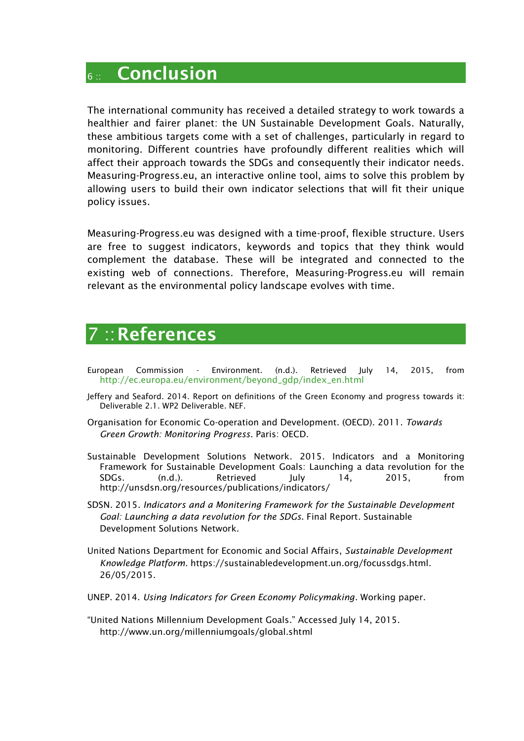# 6 :: Conclusion

The international community has received a detailed strategy to work towards a healthier and fairer planet: the UN Sustainable Development Goals. Naturally, these ambitious targets come with a set of challenges, particularly in regard to monitoring. Different countries have profoundly different realities which will affect their approach towards the SDGs and consequently their indicator needs. Measuring-Progress.eu, an interactive online tool, aims to solve this problem by allowing users to build their own indicator selections that will fit their unique policy issues.

Measuring-Progress.eu was designed with a time-proof, flexible structure. Users are free to suggest indicators, keywords and topics that they think would complement the database. These will be integrated and connected to the existing web of connections. Therefore, Measuring-Progress.eu will remain relevant as the environmental policy landscape evolves with time.

# 7 :: References

European Commission - Environment. (n.d.). Retrieved July 14, 2015, from http://ec.europa.eu/environment/beyond_gdp/index_en.html

Jeffery and Seaford. 2014. Report on definitions of the Green Economy and progress towards it: Deliverable 2.1. WP2 Deliverable. NEF.

Organisation for Economic Co-operation and Development. (OECD). 2011. *Towards Green Growth: Monitoring Progress*. Paris: OECD.

Sustainable Development Solutions Network. 2015. Indicators and a Monitoring Framework for Sustainable Development Goals: Launching a data revolution for the SDGs. (n.d.). Retrieved July 14, 2015, from http://unsdsn.org/resources/publications/indicators/

SDSN. 2015. *Indicators and a Monitering Framework for the Sustainable Development Goal: Launching a data revolution for the SDGs.* Final Report. Sustainable Development Solutions Network.

United Nations Department for Economic and Social Affairs, *Sustainable Development Knowledge Platform.* https://sustainabledevelopment.un.org/focussdgs.html. 26/05/2015.

UNEP. 2014. *Using Indicators for Green Economy Policymaking*. Working paper.

"United Nations Millennium Development Goals." Accessed July 14, 2015. http://www.un.org/millenniumgoals/global.shtml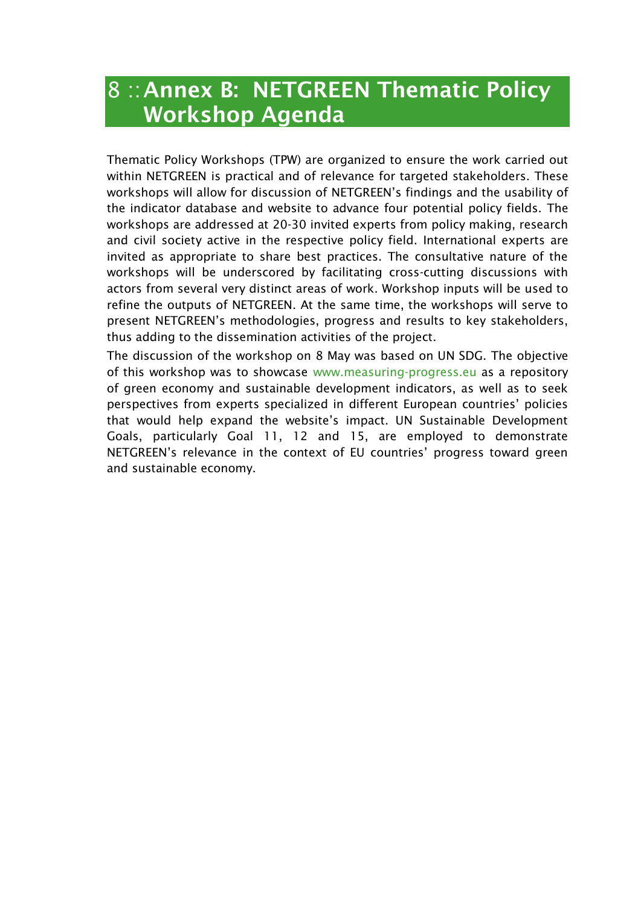# 8 :: Annex B: NETGREEN Thematic Policy Workshop Agenda

Thematic Policy Workshops (TPW) are organized to ensure the work carried out within NETGREEN is practical and of relevance for targeted stakeholders. These workshops will allow for discussion of NETGREEN's findings and the usability of the indicator database and website to advance four potential policy fields. The workshops are addressed at 20-30 invited experts from policy making, research and civil society active in the respective policy field. International experts are invited as appropriate to share best practices. The consultative nature of the workshops will be underscored by facilitating cross-cutting discussions with actors from several very distinct areas of work. Workshop inputs will be used to refine the outputs of NETGREEN. At the same time, the workshops will serve to present NETGREEN's methodologies, progress and results to key stakeholders, thus adding to the dissemination activities of the project.

The discussion of the workshop on 8 May was based on UN SDG. The objective of this workshop was to showcase www.measuring-progress.eu as a repository of green economy and sustainable development indicators, as well as to seek perspectives from experts specialized in different European countries' policies that would help expand the website's impact. UN Sustainable Development Goals, particularly Goal 11, 12 and 15, are employed to demonstrate NETGREEN's relevance in the context of EU countries' progress toward green and sustainable economy.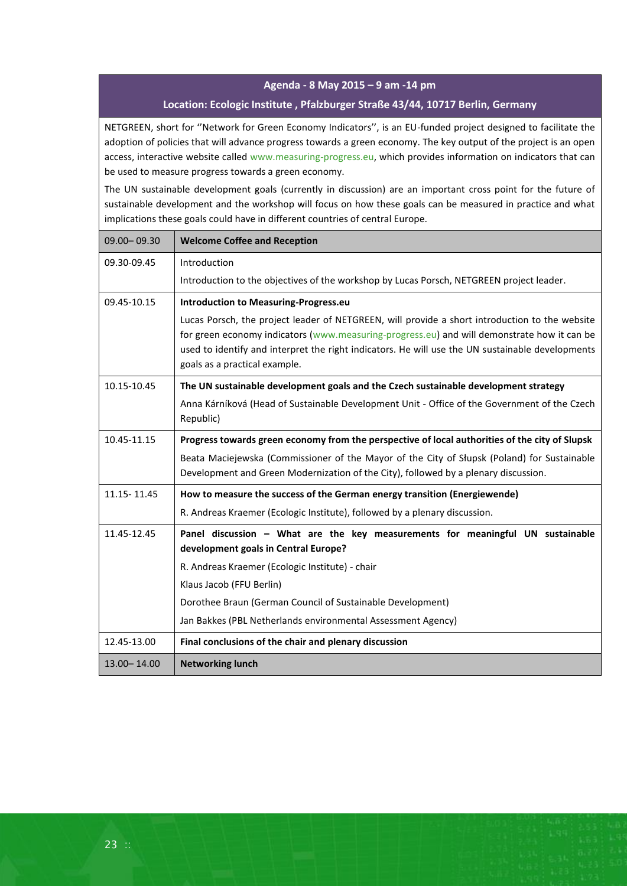| Agenda - 8 May 2015 – 9 am -14 pm<br>Location: Ecologic Institute , Pfalzburger Straße 43/44, 10717 Berlin, Germany | |
|---|---|
| NETGREEN, short for ''Network for Green Economy Indicators'', is an EU-funded project designed to facilitate the adoption of policies that will advance progress towards a green economy. The key output of the project is an open access, interactive website called www.measuring-progress.eu, which provides information on indicators that can be used to measure progress towards a green economy.<br>The UN sustainable development goals (currently in discussion) are an important cross point for the future of sustainable development and the workshop will focus on how these goals can be measured in practice and what implications these goals could have in different countries of central Europe. | |
| 09.00– 09.30 | **Welcome Coffee and Reception** |
| 09.30-09.45 | Introduction<br>Introduction to the objectives of the workshop by Lucas Porsch, NETGREEN project leader. |
| 09.45-10.15 | **Introduction to Measuring-Progress.eu**<br>Lucas Porsch, the project leader of NETGREEN, will provide a short introduction to the website for green economy indicators (www.measuring-progress.eu) and will demonstrate how it can be used to identify and interpret the right indicators. He will use the UN sustainable developments goals as a practical example. |
| 10.15-10.45 | **The UN sustainable development goals and the Czech sustainable development strategy**<br>Anna Kárníková (Head of Sustainable Development Unit - Office of the Government of the Czech Republic) |
| 10.45-11.15 | **Progress towards green economy from the perspective of local authorities of the city of Slupsk**<br>Beata Maciejewska (Commissioner of the Mayor of the City of Słupsk (Poland) for Sustainable Development and Green Modernization of the City), followed by a plenary discussion. |
| 11.15- 11.45 | **How to measure the success of the German energy transition (Energiewende)**<br>R. Andreas Kraemer (Ecologic Institute), followed by a plenary discussion. |
| 11.45-12.45 | **Panel discussion – What are the key measurements for meaningful UN sustainable development goals in Central Europe?**<br>R. Andreas Kraemer (Ecologic Institute) - chair<br>Klaus Jacob (FFU Berlin)<br>Dorothee Braun (German Council of Sustainable Development)<br>Jan Bakkes (PBL Netherlands environmental Assessment Agency) |
| 12.45-13.00 | **Final conclusions of the chair and plenary discussion** |
| 13.00– 14.00 | **Networking lunch** |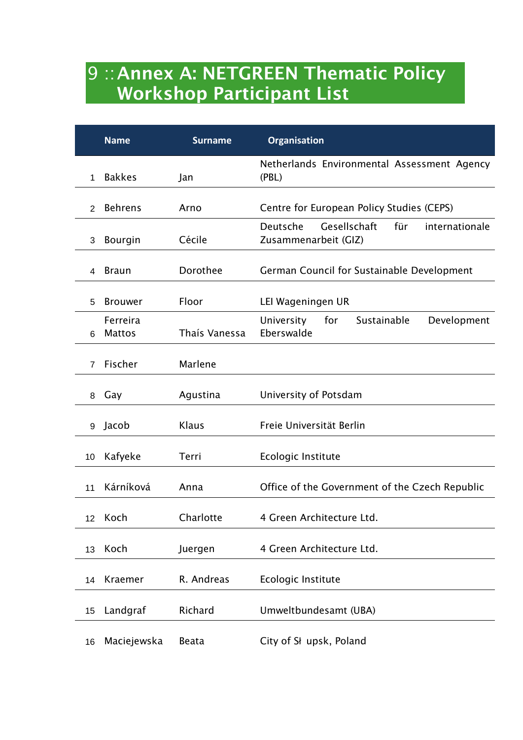# 9 :: Annex A: NETGREEN Thematic Policy Workshop Participant List

| | Name | Surname | Organisation |
|---|---|---|---|
| 1 | Bakkes | Jan | Netherlands Environmental Assessment Agency (PBL) |
| 2 | Behrens | Arno | Centre for European Policy Studies (CEPS) |
| 3 | Bourgin | Cécile | Deutsche Gesellschaft für internationale Zusammenarbeit (GIZ) |
| 4 | Braun | Dorothee | German Council for Sustainable Development |
| 5 | Brouwer | Floor | LEI Wageningen UR |
| 6 | Ferreira Mattos | Thaís Vanessa | University for Sustainable Development Eberswalde |
| 7 | Fischer | Marlene | |
| 8 | Gay | Agustina | University of Potsdam |
| 9 | Jacob | Klaus | Freie Universität Berlin |
| 10 | Kafyeke | Terri | Ecologic Institute |
| 11 | Kárníková | Anna | Office of the Government of the Czech Republic |
| 12 | Koch | Charlotte | 4 Green Architecture Ltd. |
| 13 | Koch | Juergen | 4 Green Architecture Ltd. |
| 14 | Kraemer | R. Andreas | Ecologic Institute |
| 15 | Landgraf | Richard | Umweltbundesamt (UBA) |
| 16 | Maciejewska | Beata | City of Sł upsk, Poland |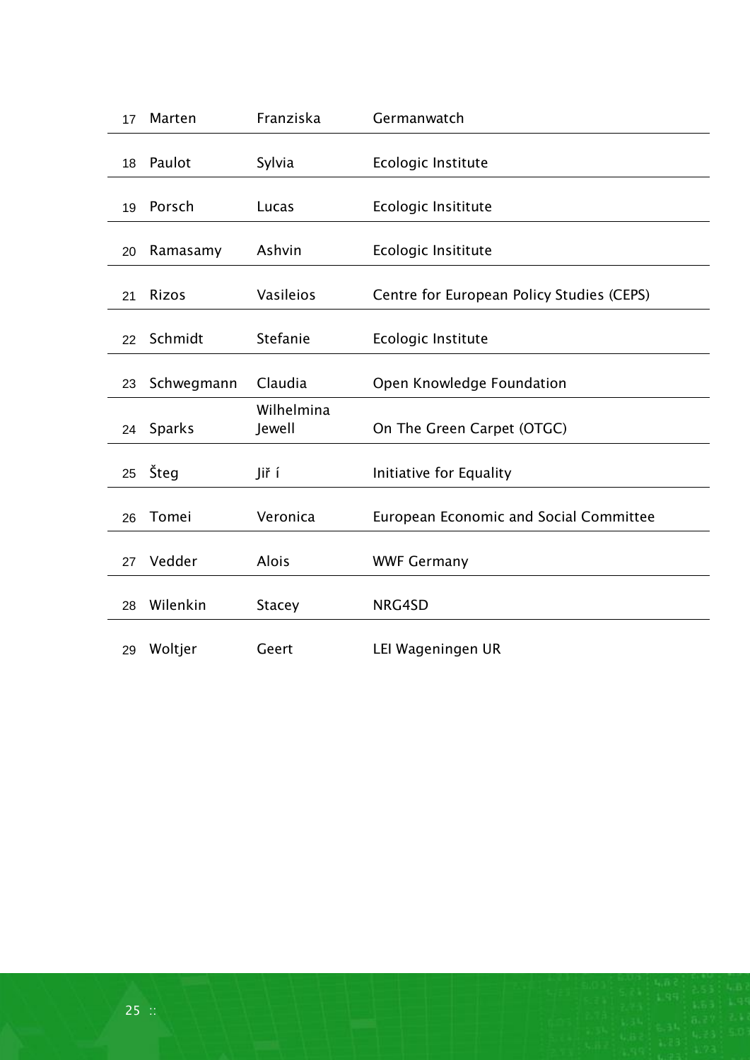| | | | |
|---|---|---|---|
| 17 | Marten | Franziska | Germanwatch |
| 18 | Paulot | Sylvia | Ecologic Institute |
| 19 | Porsch | Lucas | Ecologic Insititute |
| 20 | Ramasamy | Ashvin | Ecologic Insititute |
| 21 | Rizos | Vasileios | Centre for European Policy Studies (CEPS) |
| 22 | Schmidt | Stefanie | Ecologic Institute |
| 23 | Schwegmann | Claudia | Open Knowledge Foundation |
| 24 | Sparks | Wilhelmina Jewell | On The Green Carpet (OTGC) |
| 25 | Šteg | Jiř í | Initiative for Equality |
| 26 | Tomei | Veronica | European Economic and Social Committee |
| 27 | Vedder | Alois | WWF Germany |
| 28 | Wilenkin | Stacey | NRG4SD |
| 29 | Woltjer | Geert | LEI Wageningen UR |